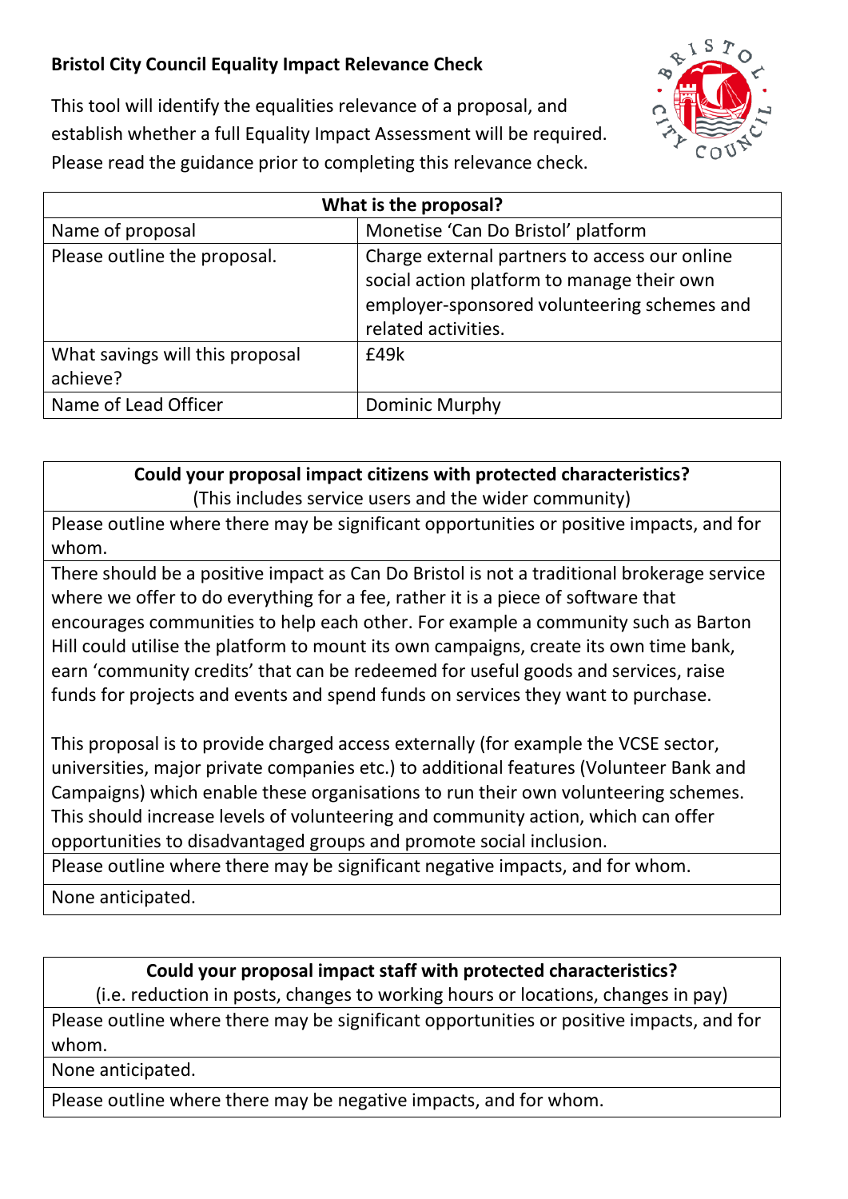## Bristol City Council Equality Impact Relevance Check

This tool will identify the equalities relevance of a proposal, and establish whether a full Equality Impact Assessment will be required. Please read the guidance prior to completing this relevance check.

| **What is the proposal?** | |
|---|---|
| Name of proposal | Monetise 'Can Do Bristol' platform |
| Please outline the proposal. | Charge external partners to access our online social action platform to manage their own employer-sponsored volunteering schemes and related activities. |
| What savings will this proposal achieve? | £49k |
| Name of Lead Officer | Dominic Murphy |

| **Could your proposal impact citizens with protected characteristics?** (This includes service users and the wider community) |
|---|
| Please outline where there may be significant opportunities or positive impacts, and for whom. |
| There should be a positive impact as Can Do Bristol is not a traditional brokerage service where we offer to do everything for a fee, rather it is a piece of software that encourages communities to help each other. For example a community such as Barton Hill could utilise the platform to mount its own campaigns, create its own time bank, earn 'community credits' that can be redeemed for useful goods and services, raise funds for projects and events and spend funds on services they want to purchase.<br><br>This proposal is to provide charged access externally (for example the VCSE sector, universities, major private companies etc.) to additional features (Volunteer Bank and Campaigns) which enable these organisations to run their own volunteering schemes. This should increase levels of volunteering and community action, which can offer opportunities to disadvantaged groups and promote social inclusion. |
| Please outline where there may be significant negative impacts, and for whom. |
| None anticipated. |

| **Could your proposal impact staff with protected characteristics?** (i.e. reduction in posts, changes to working hours or locations, changes in pay) |
|---|
| Please outline where there may be significant opportunities or positive impacts, and for whom. |
| None anticipated. |
| Please outline where there may be negative impacts, and for whom. |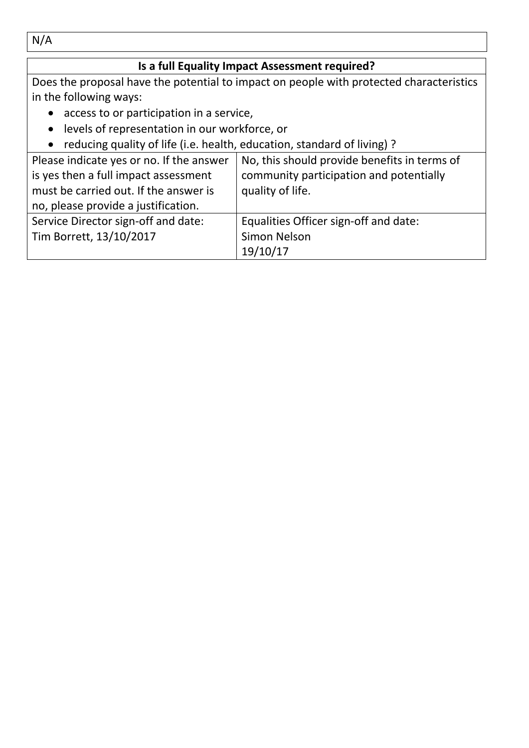N/A

| Is a full Equality Impact Assessment required? | |
|---|---|
| Does the proposal have the potential to impact on people with protected characteristics in the following ways:<br>• access to or participation in a service,<br>• levels of representation in our workforce, or<br>• reducing quality of life (i.e. health, education, standard of living) ? | |
| Please indicate yes or no. If the answer is yes then a full impact assessment must be carried out. If the answer is no, please provide a justification. | No, this should provide benefits in terms of community participation and potentially quality of life. |
| Service Director sign-off and date:<br>Tim Borrett, 13/10/2017 | Equalities Officer sign-off and date:<br>Simon Nelson<br>19/10/17 |